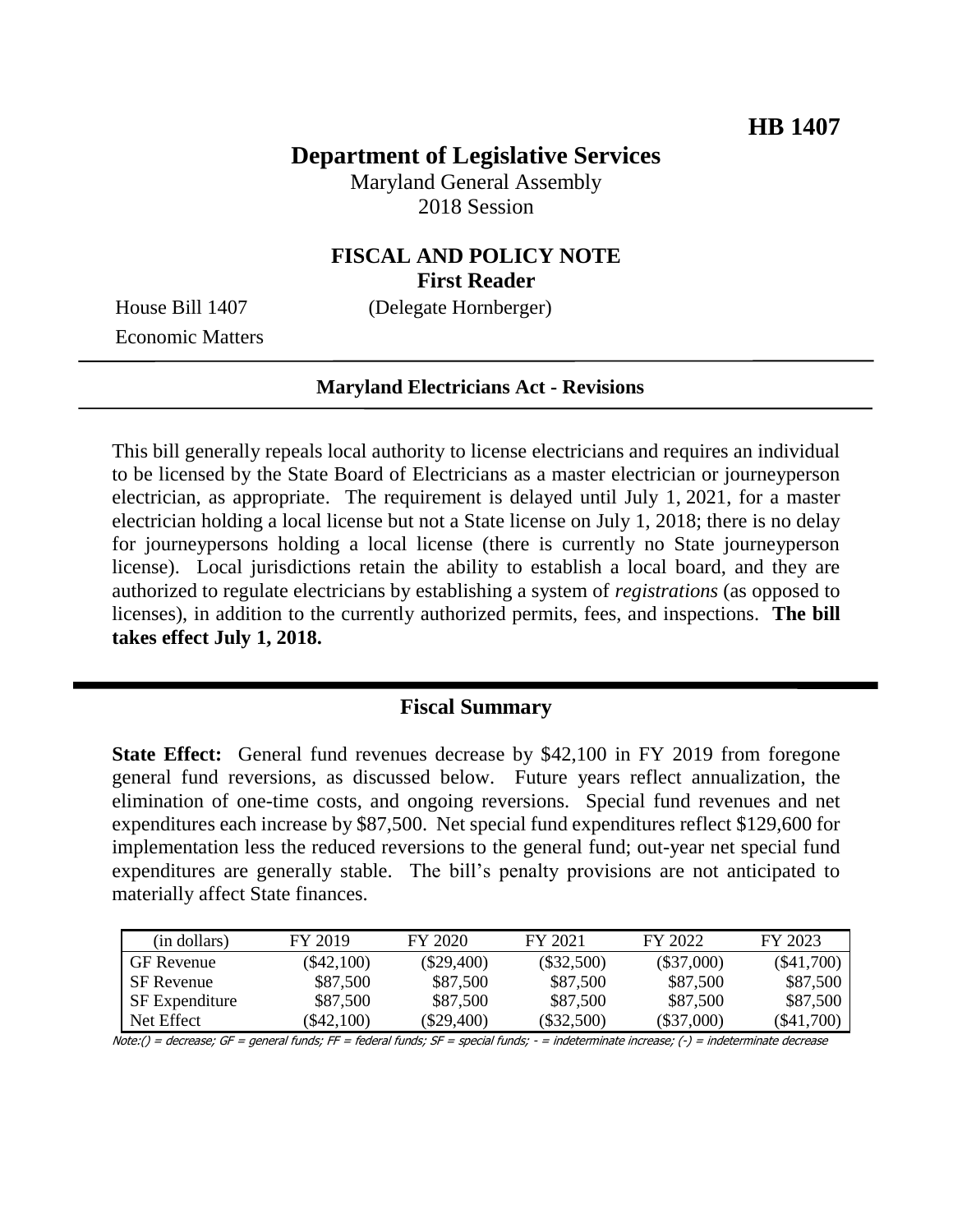**HB 1407**

# Department of Legislative Services

Maryland General Assembly
2018 Session

## FISCAL AND POLICY NOTE
**First Reader**

House Bill 1407 (Delegate Hornberger)
Economic Matters

**Maryland Electricians Act - Revisions**

This bill generally repeals local authority to license electricians and requires an individual to be licensed by the State Board of Electricians as a master electrician or journeyperson electrician, as appropriate. The requirement is delayed until July 1, 2021, for a master electrician holding a local license but not a State license on July 1, 2018; there is no delay for journeypersons holding a local license (there is currently no State journeyperson license). Local jurisdictions retain the ability to establish a local board, and they are authorized to regulate electricians by establishing a system of *registrations* (as opposed to licenses), in addition to the currently authorized permits, fees, and inspections. **The bill takes effect July 1, 2018.**

## Fiscal Summary

**State Effect:** General fund revenues decrease by $42,100 in FY 2019 from foregone general fund reversions, as discussed below. Future years reflect annualization, the elimination of one-time costs, and ongoing reversions. Special fund revenues and net expenditures each increase by $87,500. Net special fund expenditures reflect $129,600 for implementation less the reduced reversions to the general fund; out-year net special fund expenditures are generally stable. The bill's penalty provisions are not anticipated to materially affect State finances.

| (in dollars) | FY 2019 | FY 2020 | FY 2021 | FY 2022 | FY 2023 |
|---|---|---|---|---|---|
| GF Revenue | ($42,100) | ($29,400) | ($32,500) | ($37,000) | ($41,700) |
| SF Revenue | $87,500 | $87,500 | $87,500 | $87,500 | $87,500 |
| SF Expenditure | $87,500 | $87,500 | $87,500 | $87,500 | $87,500 |
| Net Effect | ($42,100) | ($29,400) | ($32,500) | ($37,000) | ($41,700) |

Note:() = decrease; GF = general funds; FF = federal funds; SF = special funds; - = indeterminate increase; (-) = indeterminate decrease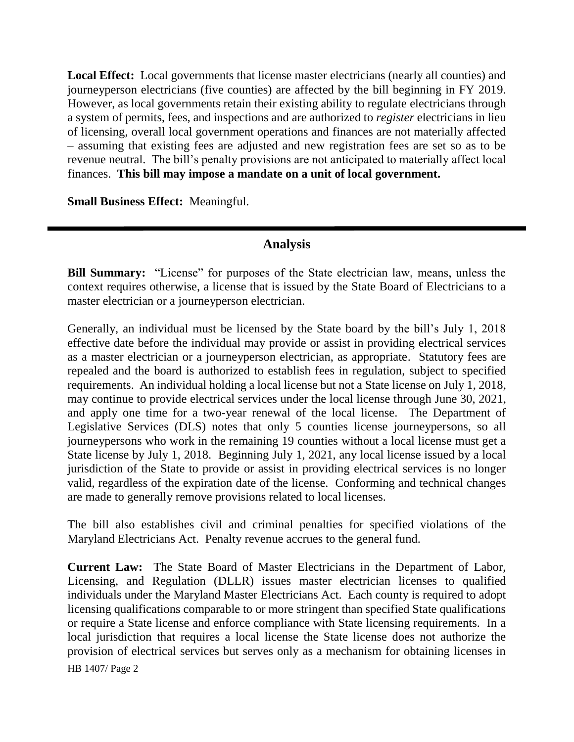**Local Effect:** Local governments that license master electricians (nearly all counties) and journeyperson electricians (five counties) are affected by the bill beginning in FY 2019. However, as local governments retain their existing ability to regulate electricians through a system of permits, fees, and inspections and are authorized to *register* electricians in lieu of licensing, overall local government operations and finances are not materially affected – assuming that existing fees are adjusted and new registration fees are set so as to be revenue neutral. The bill's penalty provisions are not anticipated to materially affect local finances. **This bill may impose a mandate on a unit of local government.**

**Small Business Effect:** Meaningful.

---

## Analysis

**Bill Summary:** "License" for purposes of the State electrician law, means, unless the context requires otherwise, a license that is issued by the State Board of Electricians to a master electrician or a journeyperson electrician.

Generally, an individual must be licensed by the State board by the bill's July 1, 2018 effective date before the individual may provide or assist in providing electrical services as a master electrician or a journeyperson electrician, as appropriate. Statutory fees are repealed and the board is authorized to establish fees in regulation, subject to specified requirements. An individual holding a local license but not a State license on July 1, 2018, may continue to provide electrical services under the local license through June 30, 2021, and apply one time for a two-year renewal of the local license. The Department of Legislative Services (DLS) notes that only 5 counties license journeypersons, so all journeypersons who work in the remaining 19 counties without a local license must get a State license by July 1, 2018. Beginning July 1, 2021, any local license issued by a local jurisdiction of the State to provide or assist in providing electrical services is no longer valid, regardless of the expiration date of the license. Conforming and technical changes are made to generally remove provisions related to local licenses.

The bill also establishes civil and criminal penalties for specified violations of the Maryland Electricians Act. Penalty revenue accrues to the general fund.

**Current Law:** The State Board of Master Electricians in the Department of Labor, Licensing, and Regulation (DLLR) issues master electrician licenses to qualified individuals under the Maryland Master Electricians Act. Each county is required to adopt licensing qualifications comparable to or more stringent than specified State qualifications or require a State license and enforce compliance with State licensing requirements. In a local jurisdiction that requires a local license the State license does not authorize the provision of electrical services but serves only as a mechanism for obtaining licenses in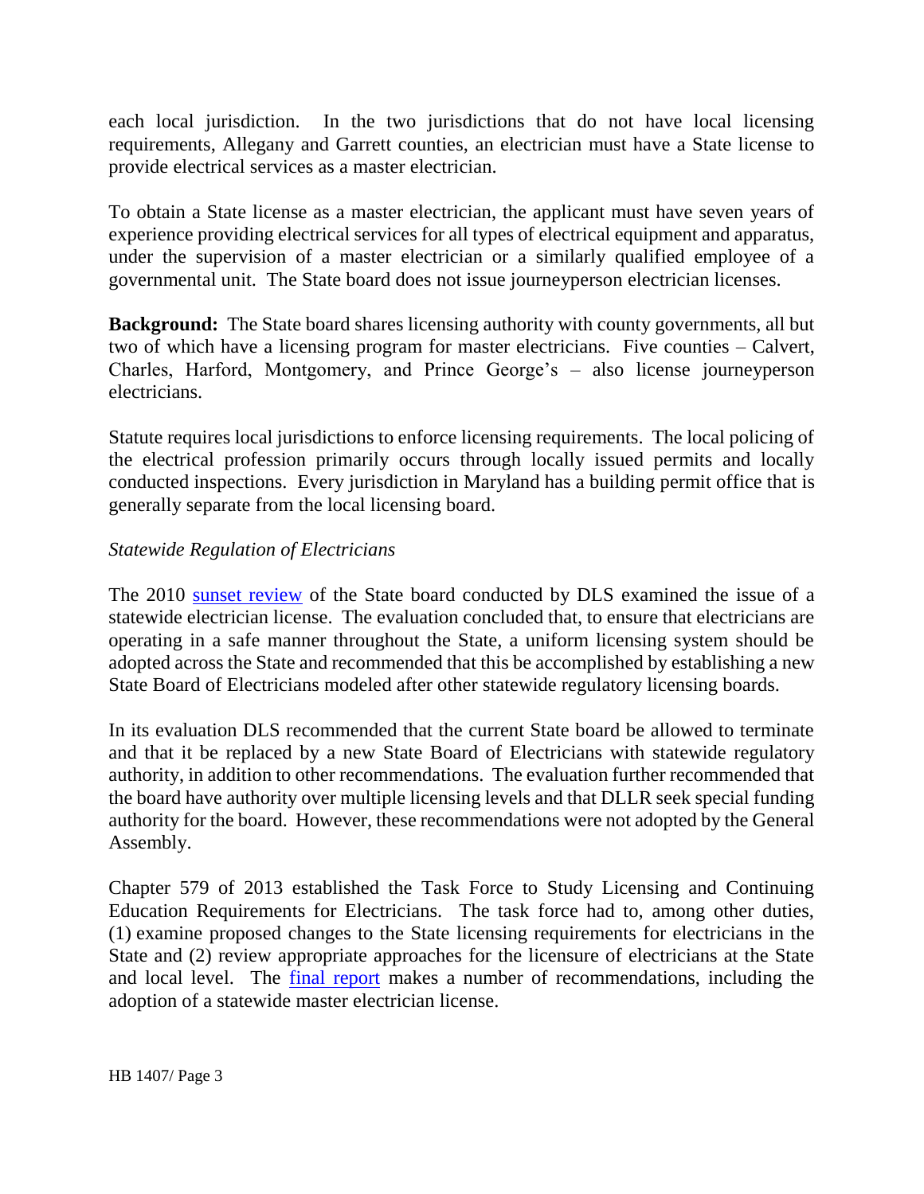each local jurisdiction. In the two jurisdictions that do not have local licensing requirements, Allegany and Garrett counties, an electrician must have a State license to provide electrical services as a master electrician.

To obtain a State license as a master electrician, the applicant must have seven years of experience providing electrical services for all types of electrical equipment and apparatus, under the supervision of a master electrician or a similarly qualified employee of a governmental unit. The State board does not issue journeyperson electrician licenses.

**Background:** The State board shares licensing authority with county governments, all but two of which have a licensing program for master electricians. Five counties – Calvert, Charles, Harford, Montgomery, and Prince George's – also license journeyperson electricians.

Statute requires local jurisdictions to enforce licensing requirements. The local policing of the electrical profession primarily occurs through locally issued permits and locally conducted inspections. Every jurisdiction in Maryland has a building permit office that is generally separate from the local licensing board.

*Statewide Regulation of Electricians*

The 2010 sunset review of the State board conducted by DLS examined the issue of a statewide electrician license. The evaluation concluded that, to ensure that electricians are operating in a safe manner throughout the State, a uniform licensing system should be adopted across the State and recommended that this be accomplished by establishing a new State Board of Electricians modeled after other statewide regulatory licensing boards.

In its evaluation DLS recommended that the current State board be allowed to terminate and that it be replaced by a new State Board of Electricians with statewide regulatory authority, in addition to other recommendations. The evaluation further recommended that the board have authority over multiple licensing levels and that DLLR seek special funding authority for the board. However, these recommendations were not adopted by the General Assembly.

Chapter 579 of 2013 established the Task Force to Study Licensing and Continuing Education Requirements for Electricians. The task force had to, among other duties, (1) examine proposed changes to the State licensing requirements for electricians in the State and (2) review appropriate approaches for the licensure of electricians at the State and local level. The final report makes a number of recommendations, including the adoption of a statewide master electrician license.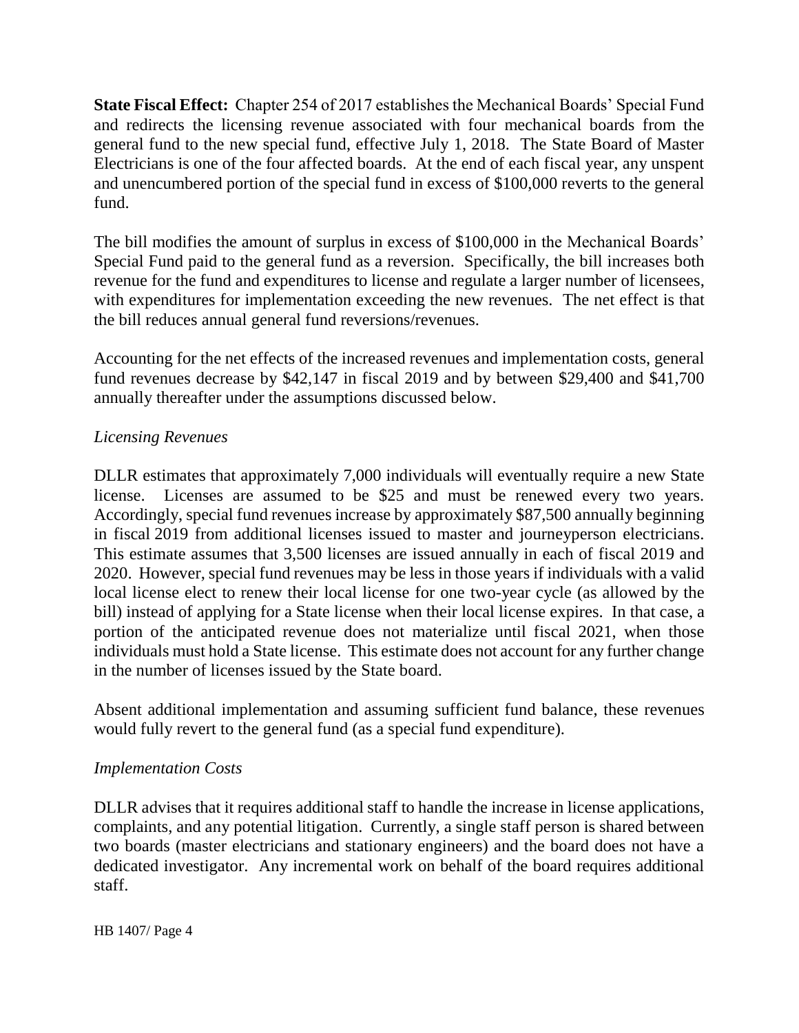**State Fiscal Effect:** Chapter 254 of 2017 establishes the Mechanical Boards' Special Fund and redirects the licensing revenue associated with four mechanical boards from the general fund to the new special fund, effective July 1, 2018. The State Board of Master Electricians is one of the four affected boards. At the end of each fiscal year, any unspent and unencumbered portion of the special fund in excess of $100,000 reverts to the general fund.

The bill modifies the amount of surplus in excess of $100,000 in the Mechanical Boards' Special Fund paid to the general fund as a reversion. Specifically, the bill increases both revenue for the fund and expenditures to license and regulate a larger number of licensees, with expenditures for implementation exceeding the new revenues. The net effect is that the bill reduces annual general fund reversions/revenues.

Accounting for the net effects of the increased revenues and implementation costs, general fund revenues decrease by $42,147 in fiscal 2019 and by between $29,400 and $41,700 annually thereafter under the assumptions discussed below.

*Licensing Revenues*

DLLR estimates that approximately 7,000 individuals will eventually require a new State license. Licenses are assumed to be $25 and must be renewed every two years. Accordingly, special fund revenues increase by approximately $87,500 annually beginning in fiscal 2019 from additional licenses issued to master and journeyperson electricians. This estimate assumes that 3,500 licenses are issued annually in each of fiscal 2019 and 2020. However, special fund revenues may be less in those years if individuals with a valid local license elect to renew their local license for one two-year cycle (as allowed by the bill) instead of applying for a State license when their local license expires. In that case, a portion of the anticipated revenue does not materialize until fiscal 2021, when those individuals must hold a State license. This estimate does not account for any further change in the number of licenses issued by the State board.

Absent additional implementation and assuming sufficient fund balance, these revenues would fully revert to the general fund (as a special fund expenditure).

*Implementation Costs*

DLLR advises that it requires additional staff to handle the increase in license applications, complaints, and any potential litigation. Currently, a single staff person is shared between two boards (master electricians and stationary engineers) and the board does not have a dedicated investigator. Any incremental work on behalf of the board requires additional staff.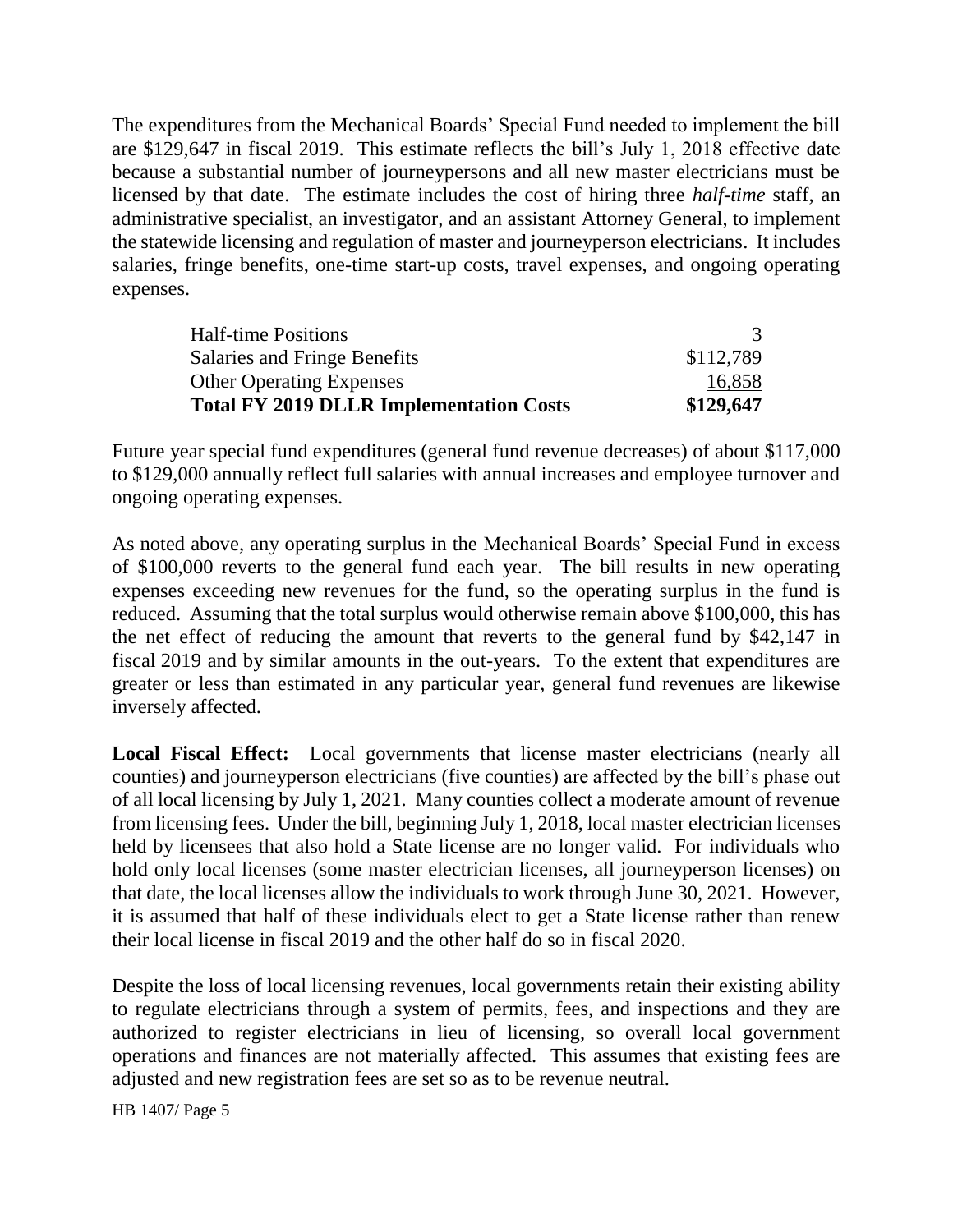The expenditures from the Mechanical Boards' Special Fund needed to implement the bill are $129,647 in fiscal 2019. This estimate reflects the bill's July 1, 2018 effective date because a substantial number of journeypersons and all new master electricians must be licensed by that date. The estimate includes the cost of hiring three *half-time* staff, an administrative specialist, an investigator, and an assistant Attorney General, to implement the statewide licensing and regulation of master and journeyperson electricians. It includes salaries, fringe benefits, one-time start-up costs, travel expenses, and ongoing operating expenses.

| | |
|---|---|
| Half-time Positions | 3 |
| Salaries and Fringe Benefits | $112,789 |
| Other Operating Expenses | 16,858 |
| **Total FY 2019 DLLR Implementation Costs** | **$129,647** |

Future year special fund expenditures (general fund revenue decreases) of about $117,000 to $129,000 annually reflect full salaries with annual increases and employee turnover and ongoing operating expenses.

As noted above, any operating surplus in the Mechanical Boards' Special Fund in excess of $100,000 reverts to the general fund each year. The bill results in new operating expenses exceeding new revenues for the fund, so the operating surplus in the fund is reduced. Assuming that the total surplus would otherwise remain above $100,000, this has the net effect of reducing the amount that reverts to the general fund by $42,147 in fiscal 2019 and by similar amounts in the out-years. To the extent that expenditures are greater or less than estimated in any particular year, general fund revenues are likewise inversely affected.

**Local Fiscal Effect:** Local governments that license master electricians (nearly all counties) and journeyperson electricians (five counties) are affected by the bill's phase out of all local licensing by July 1, 2021. Many counties collect a moderate amount of revenue from licensing fees. Under the bill, beginning July 1, 2018, local master electrician licenses held by licensees that also hold a State license are no longer valid. For individuals who hold only local licenses (some master electrician licenses, all journeyperson licenses) on that date, the local licenses allow the individuals to work through June 30, 2021. However, it is assumed that half of these individuals elect to get a State license rather than renew their local license in fiscal 2019 and the other half do so in fiscal 2020.

Despite the loss of local licensing revenues, local governments retain their existing ability to regulate electricians through a system of permits, fees, and inspections and they are authorized to register electricians in lieu of licensing, so overall local government operations and finances are not materially affected. This assumes that existing fees are adjusted and new registration fees are set so as to be revenue neutral.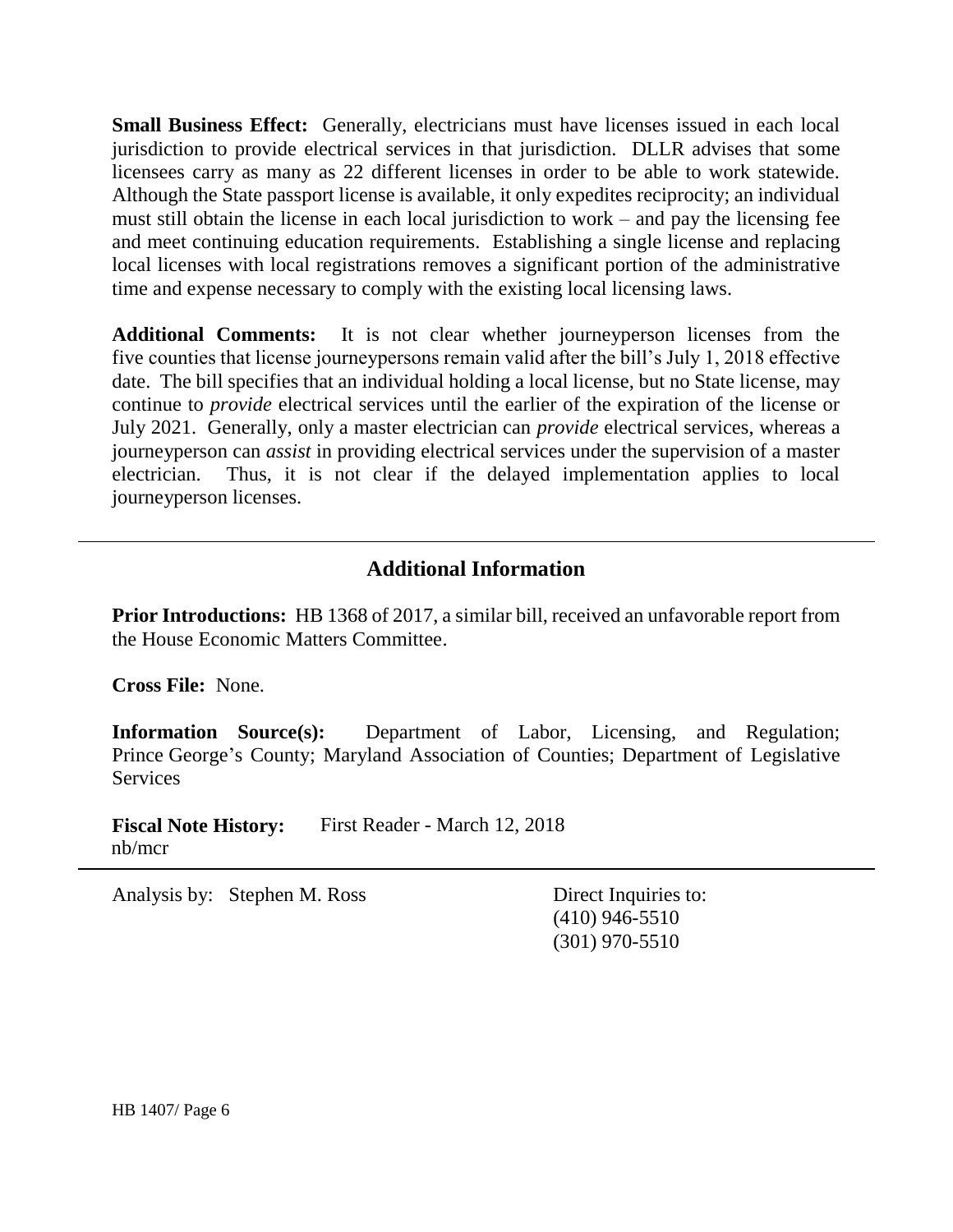**Small Business Effect:** Generally, electricians must have licenses issued in each local jurisdiction to provide electrical services in that jurisdiction. DLLR advises that some licensees carry as many as 22 different licenses in order to be able to work statewide. Although the State passport license is available, it only expedites reciprocity; an individual must still obtain the license in each local jurisdiction to work – and pay the licensing fee and meet continuing education requirements. Establishing a single license and replacing local licenses with local registrations removes a significant portion of the administrative time and expense necessary to comply with the existing local licensing laws.

**Additional Comments:** It is not clear whether journeyperson licenses from the five counties that license journeypersons remain valid after the bill's July 1, 2018 effective date. The bill specifies that an individual holding a local license, but no State license, may continue to *provide* electrical services until the earlier of the expiration of the license or July 2021. Generally, only a master electrician can *provide* electrical services, whereas a journeyperson can *assist* in providing electrical services under the supervision of a master electrician. Thus, it is not clear if the delayed implementation applies to local journeyperson licenses.

---

## Additional Information

**Prior Introductions:** HB 1368 of 2017, a similar bill, received an unfavorable report from the House Economic Matters Committee.

**Cross File:** None.

**Information Source(s):** Department of Labor, Licensing, and Regulation; Prince George's County; Maryland Association of Counties; Department of Legislative Services

**Fiscal Note History:** First Reader - March 12, 2018
nb/mcr

---

Analysis by: Stephen M. Ross

Direct Inquiries to:
(410) 946-5510
(301) 970-5510